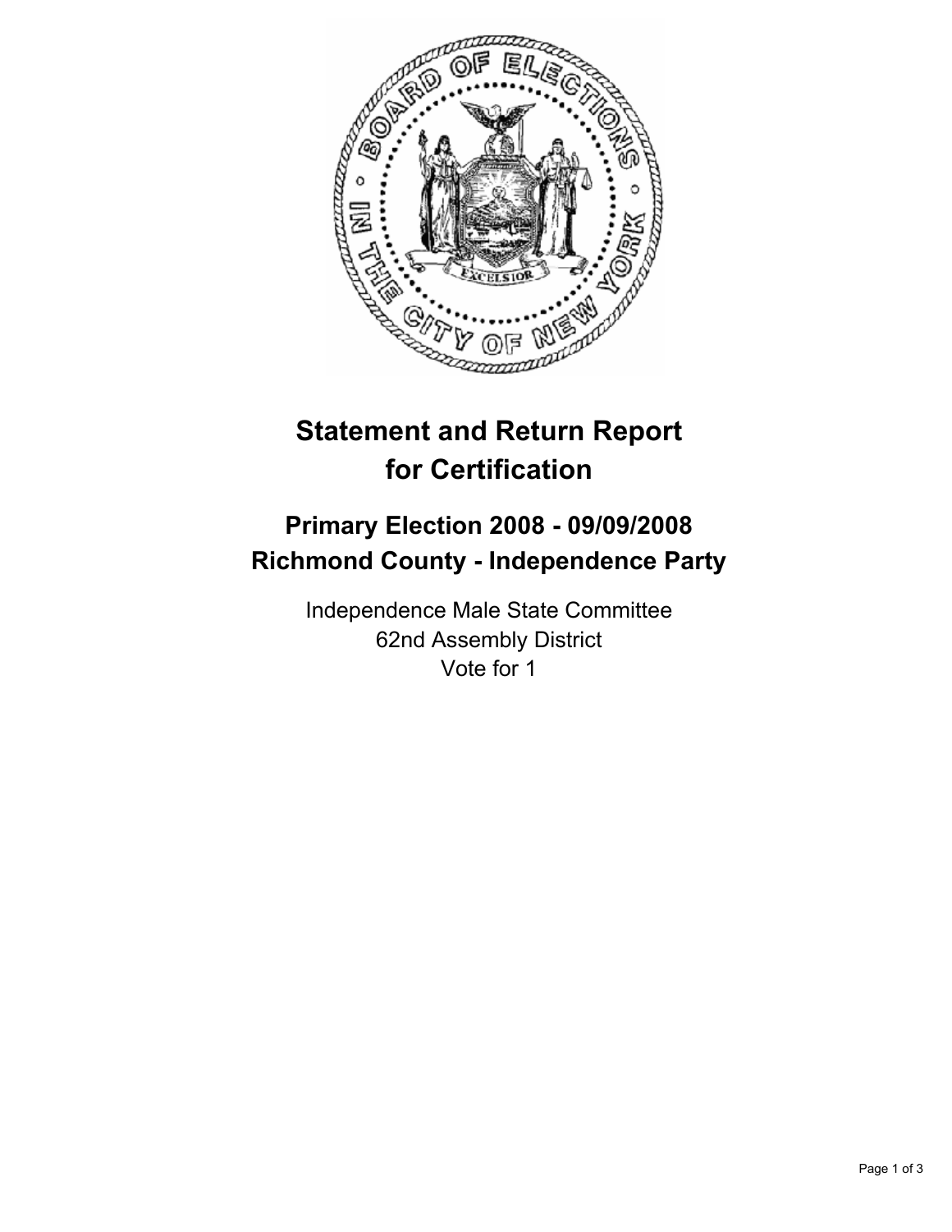# Statement and Return Report for Certification

## Primary Election 2008 - 09/09/2008
## Richmond County - Independence Party

Independence Male State Committee
62nd Assembly District
Vote for 1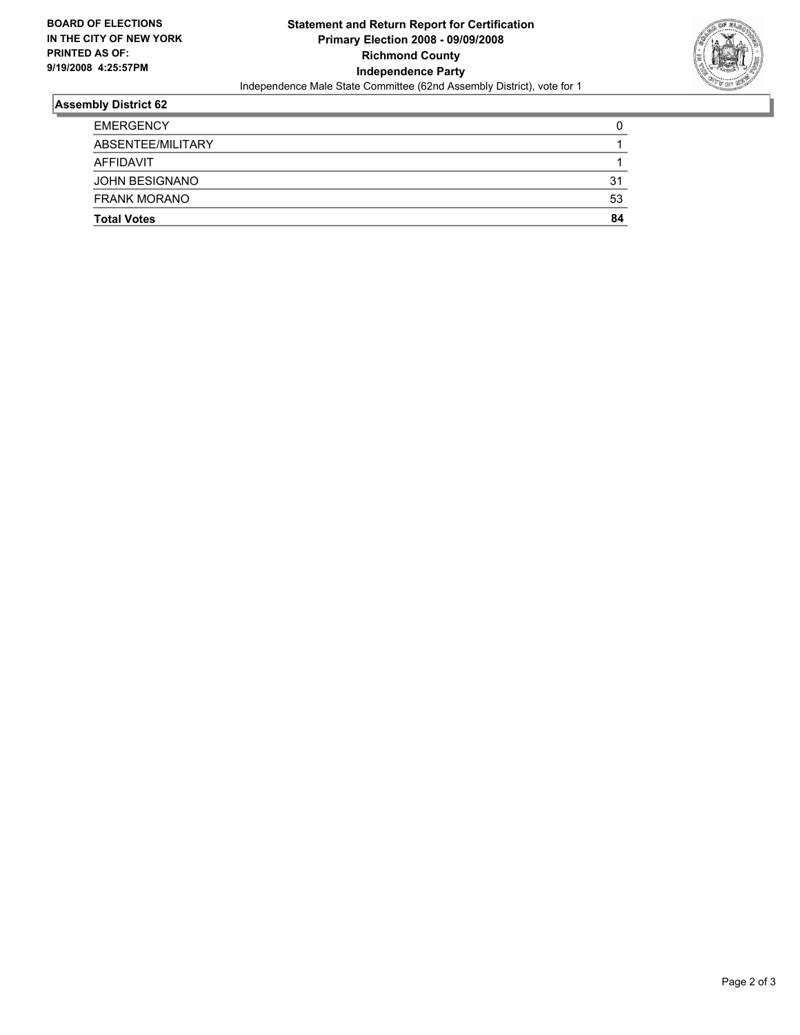**BOARD OF ELECTIONS IN THE CITY OF NEW YORK PRINTED AS OF: 9/19/2008 4:25:57PM**

# Statement and Return Report for Certification
## Primary Election 2008 - 09/09/2008
## Richmond County
## Independence Party

Independence Male State Committee (62nd Assembly District), vote for 1

### Assembly District 62

| | |
|---|---|
| EMERGENCY | 0 |
| ABSENTEE/MILITARY | 1 |
| AFFIDAVIT | 1 |
| JOHN BESIGNANO | 31 |
| FRANK MORANO | 53 |
| **Total Votes** | **84** |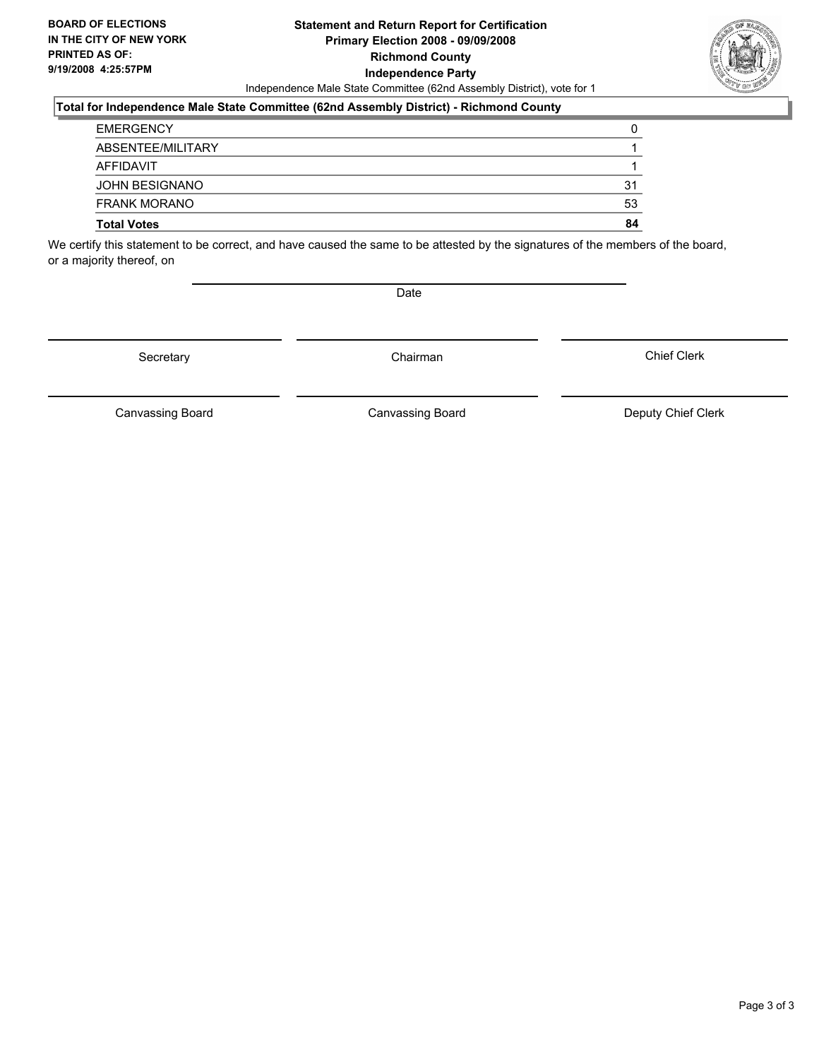**BOARD OF ELECTIONS IN THE CITY OF NEW YORK PRINTED AS OF: 9/19/2008 4:25:57PM**

# Statement and Return Report for Certification
## Primary Election 2008 - 09/09/2008
## Richmond County
## Independence Party

Independence Male State Committee (62nd Assembly District), vote for 1

### Total for Independence Male State Committee (62nd Assembly District) - Richmond County

| | |
|---|---|
| EMERGENCY | 0 |
| ABSENTEE/MILITARY | 1 |
| AFFIDAVIT | 1 |
| JOHN BESIGNANO | 31 |
| FRANK MORANO | 53 |
| **Total Votes** | **84** |

We certify this statement to be correct, and have caused the same to be attested by the signatures of the members of the board, or a majority thereof, on

Date

Secretary | Chairman | Chief Clerk

Canvassing Board | Canvassing Board | Deputy Chief Clerk